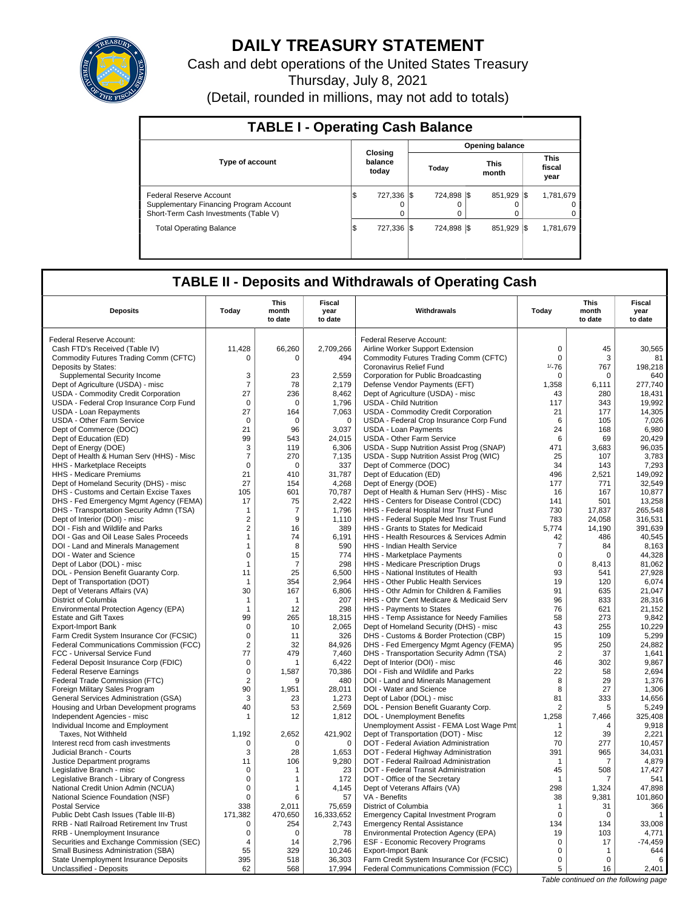# DAILY TREASURY STATEMENT

Cash and debt operations of the United States Treasury

Thursday, July 8, 2021

(Detail, rounded in millions, may not add to totals)

## TABLE I - Operating Cash Balance

| Type of account | Closing balance today | Opening balance Today | Opening balance This month | Opening balance This fiscal year |
|---|---|---|---|---|
| Federal Reserve Account | $ 727,336 | $ 724,898 | $ 851,929 | $ 1,781,679 |
| Supplementary Financing Program Account | 0 | 0 | 0 | 0 |
| Short-Term Cash Investments (Table V) | 0 | 0 | 0 | 0 |
| Total Operating Balance | $ 727,336 | $ 724,898 | $ 851,929 | $ 1,781,679 |

## TABLE II - Deposits and Withdrawals of Operating Cash

| Deposits | Today | This month to date | Fiscal year to date | Withdrawals | Today | This month to date | Fiscal year to date |
|---|---|---|---|---|---|---|---|
| Federal Reserve Account: | | | | Federal Reserve Account: | | | |
| Cash FTD's Received (Table IV) | 11,428 | 66,260 | 2,709,266 | Airline Worker Support Extension | 0 | 45 | 30,565 |
| Commodity Futures Trading Comm (CFTC) | 0 | 0 | 494 | Commodity Futures Trading Comm (CFTC) | 0 | 3 | 81 |
| Deposits by States: | | | | Coronavirus Relief Fund | 1/-76 | 767 | 198,218 |
| Supplemental Security Income | 3 | 23 | 2,559 | Corporation for Public Broadcasting | 0 | 0 | 640 |
| Dept of Agriculture (USDA) - misc | 7 | 78 | 2,179 | Defense Vendor Payments (EFT) | 1,358 | 6,111 | 277,740 |
| USDA - Commodity Credit Corporation | 27 | 236 | 8,462 | Dept of Agriculture (USDA) - misc | 43 | 280 | 18,431 |
| USDA - Federal Crop Insurance Corp Fund | 0 | 0 | 1,796 | USDA - Child Nutrition | 117 | 343 | 19,992 |
| USDA - Loan Repayments | 27 | 164 | 7,063 | USDA - Commodity Credit Corporation | 21 | 177 | 14,305 |
| USDA - Other Farm Service | 0 | 0 | 0 | USDA - Federal Crop Insurance Corp Fund | 6 | 105 | 7,026 |
| Dept of Commerce (DOC) | 21 | 96 | 3,037 | USDA - Loan Payments | 24 | 168 | 6,980 |
| Dept of Education (ED) | 99 | 543 | 24,015 | USDA - Other Farm Service | 6 | 69 | 20,429 |
| Dept of Energy (DOE) | 3 | 119 | 6,306 | USDA - Supp Nutrition Assist Prog (SNAP) | 471 | 3,683 | 96,035 |
| Dept of Health & Human Serv (HHS) - Misc | 7 | 270 | 7,135 | USDA - Supp Nutrition Assist Prog (WIC) | 25 | 107 | 3,783 |
| HHS - Marketplace Receipts | 0 | 0 | 337 | Dept of Commerce (DOC) | 34 | 143 | 7,293 |
| HHS - Medicare Premiums | 21 | 410 | 31,787 | Dept of Education (ED) | 496 | 2,521 | 149,092 |
| Dept of Homeland Security (DHS) - misc | 27 | 154 | 4,268 | Dept of Energy (DOE) | 177 | 771 | 32,549 |
| DHS - Customs and Certain Excise Taxes | 105 | 601 | 70,787 | Dept of Health & Human Serv (HHS) - Misc | 16 | 167 | 10,877 |
| DHS - Fed Emergency Mgmt Agency (FEMA) | 17 | 75 | 2,422 | HHS - Centers for Disease Control (CDC) | 141 | 501 | 13,258 |
| DHS - Transportation Security Admn (TSA) | 1 | 7 | 1,796 | HHS - Federal Hospital Insr Trust Fund | 730 | 17,837 | 265,548 |
| Dept of Interior (DOI) - misc | 2 | 9 | 1,110 | HHS - Federal Supple Med Insr Trust Fund | 783 | 24,058 | 316,531 |
| DOI - Fish and Wildlife and Parks | 2 | 16 | 389 | HHS - Grants to States for Medicaid | 5,774 | 14,190 | 391,639 |
| DOI - Gas and Oil Lease Sales Proceeds | 1 | 74 | 6,191 | HHS - Health Resources & Services Admin | 42 | 486 | 40,545 |
| DOI - Land and Minerals Management | 1 | 8 | 590 | HHS - Indian Health Service | 7 | 84 | 8,163 |
| DOI - Water and Science | 0 | 15 | 774 | HHS - Marketplace Payments | 0 | 0 | 44,328 |
| Dept of Labor (DOL) - misc | 1 | 7 | 298 | HHS - Medicare Prescription Drugs | 0 | 8,413 | 81,062 |
| DOL - Pension Benefit Guaranty Corp. | 11 | 25 | 6,500 | HHS - National Institutes of Health | 93 | 541 | 27,928 |
| Dept of Transportation (DOT) | 1 | 354 | 2,964 | HHS - Other Public Health Services | 19 | 120 | 6,074 |
| Dept of Veterans Affairs (VA) | 30 | 167 | 6,806 | HHS - Othr Admin for Children & Families | 91 | 635 | 21,047 |
| District of Columbia | 1 | 1 | 207 | HHS - Othr Cent Medicare & Medicaid Serv | 96 | 833 | 28,316 |
| Environmental Protection Agency (EPA) | 1 | 12 | 298 | HHS - Payments to States | 76 | 621 | 21,152 |
| Estate and Gift Taxes | 99 | 265 | 18,315 | HHS - Temp Assistance for Needy Families | 58 | 273 | 9,842 |
| Export-Import Bank | 0 | 10 | 2,065 | Dept of Homeland Security (DHS) - misc | 43 | 255 | 10,229 |
| Farm Credit System Insurance Cor (FCSIC) | 0 | 11 | 326 | DHS - Customs & Border Protection (CBP) | 15 | 109 | 5,299 |
| Federal Communications Commission (FCC) | 2 | 32 | 84,926 | DHS - Fed Emergency Mgmt Agency (FEMA) | 95 | 250 | 24,882 |
| FCC - Universal Service Fund | 77 | 479 | 7,460 | DHS - Transportation Security Admn (TSA) | 2 | 37 | 1,641 |
| Federal Deposit Insurance Corp (FDIC) | 0 | 1 | 6,422 | Dept of Interior (DOI) - misc | 46 | 302 | 9,867 |
| Federal Reserve Earnings | 0 | 1,587 | 70,386 | DOI - Fish and Wildlife and Parks | 22 | 58 | 2,694 |
| Federal Trade Commission (FTC) | 2 | 9 | 480 | DOI - Land and Minerals Management | 8 | 29 | 1,376 |
| Foreign Military Sales Program | 90 | 1,951 | 28,011 | DOI - Water and Science | 8 | 27 | 1,306 |
| General Services Administration (GSA) | 3 | 23 | 1,273 | Dept of Labor (DOL) - misc | 81 | 333 | 14,656 |
| Housing and Urban Development programs | 40 | 53 | 2,569 | DOL - Pension Benefit Guaranty Corp. | 2 | 5 | 5,249 |
| Independent Agencies - misc | 1 | 12 | 1,812 | DOL - Unemployment Benefits | 1,258 | 7,466 | 325,408 |
| Individual Income and Employment | | | | Unemployment Assist - FEMA Lost Wage Pmt | 1 | 4 | 9,918 |
| Taxes, Not Withheld | 1,192 | 2,652 | 421,902 | Dept of Transportation (DOT) - Misc | 12 | 39 | 2,221 |
| Interest recd from cash investments | 0 | 0 | 0 | DOT - Federal Aviation Administration | 70 | 277 | 10,457 |
| Judicial Branch - Courts | 3 | 28 | 1,653 | DOT - Federal Highway Administration | 391 | 965 | 34,031 |
| Justice Department programs | 11 | 106 | 9,280 | DOT - Federal Railroad Administration | 1 | 7 | 4,879 |
| Legislative Branch - misc | 0 | 1 | 23 | DOT - Federal Transit Administration | 45 | 508 | 17,427 |
| Legislative Branch - Library of Congress | 0 | 1 | 172 | DOT - Office of the Secretary | 1 | 7 | 541 |
| National Credit Union Admin (NCUA) | 0 | 1 | 4,145 | Dept of Veterans Affairs (VA) | 298 | 1,324 | 47,898 |
| National Science Foundation (NSF) | 0 | 6 | 57 | VA - Benefits | 38 | 9,381 | 101,860 |
| Postal Service | 338 | 2,011 | 75,659 | District of Columbia | 1 | 31 | 366 |
| Public Debt Cash Issues (Table III-B) | 171,382 | 470,650 | 16,333,652 | Emergency Capital Investment Program | 0 | 0 | 1 |
| RRB - Natl Railroad Retirement Inv Trust | 0 | 254 | 2,743 | Emergency Rental Assistance | 134 | 134 | 33,008 |
| RRB - Unemployment Insurance | 0 | 0 | 78 | Environmental Protection Agency (EPA) | 19 | 103 | 4,771 |
| Securities and Exchange Commission (SEC) | 4 | 14 | 2,796 | ESF - Economic Recovery Programs | 0 | 17 | -74,459 |
| Small Business Administration (SBA) | 55 | 329 | 10,246 | Export-Import Bank | 0 | 1 | 644 |
| State Unemployment Insurance Deposits | 395 | 518 | 36,303 | Farm Credit System Insurance Cor (FCSIC) | 0 | 0 | 6 |
| Unclassified - Deposits | 62 | 568 | 17,994 | Federal Communications Commission (FCC) | 5 | 16 | 2,401 |

*Table continued on the following page*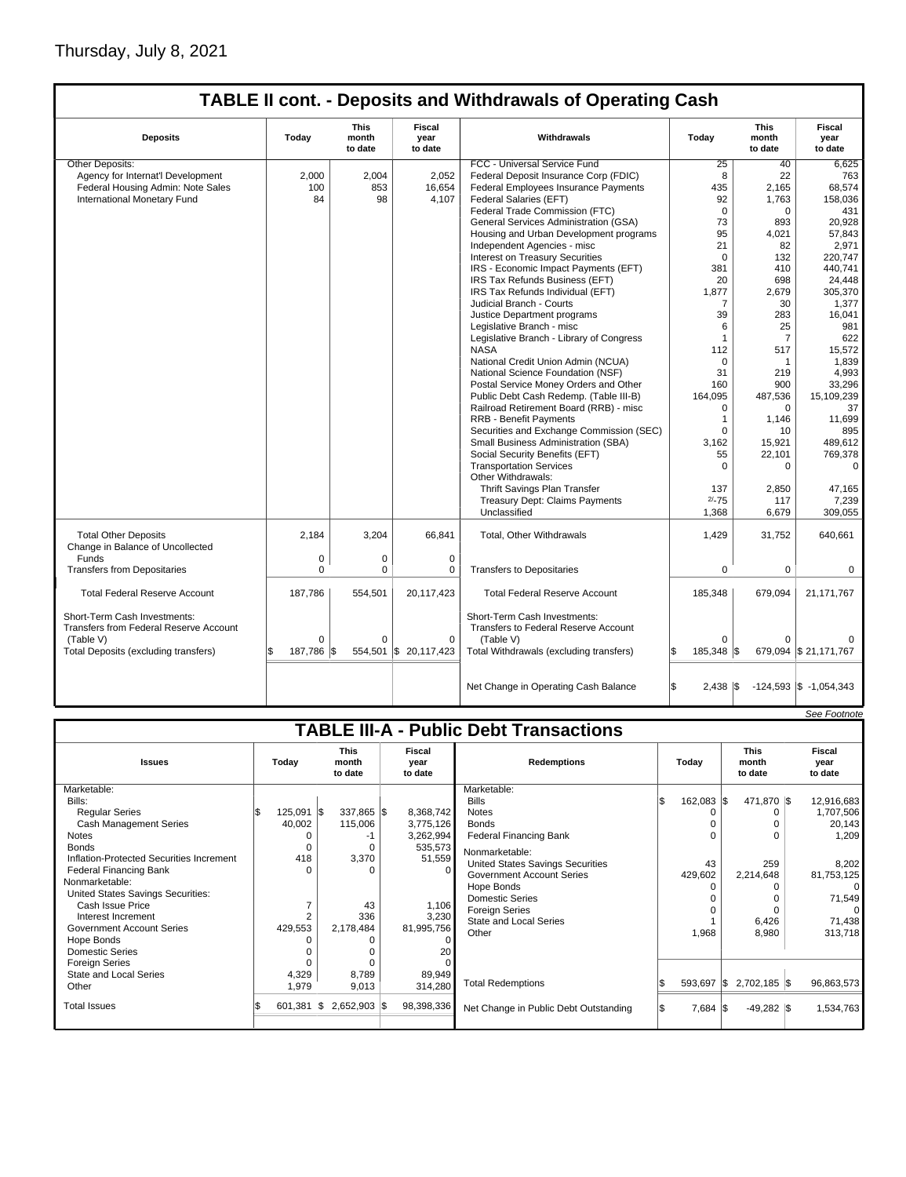Thursday, July 8, 2021

## TABLE II cont. - Deposits and Withdrawals of Operating Cash

| Deposits | Today | This month to date | Fiscal year to date | Withdrawals | Today | This month to date | Fiscal year to date |
|---|---|---|---|---|---|---|---|
| Other Deposits: | | | | FCC - Universal Service Fund | 25 | 40 | 6,625 |
| Agency for Internat'l Development | 2,000 | 2,004 | 2,052 | Federal Deposit Insurance Corp (FDIC) | 8 | 22 | 763 |
| Federal Housing Admin: Note Sales | 100 | 853 | 16,654 | Federal Employees Insurance Payments | 435 | 2,165 | 68,574 |
| International Monetary Fund | 84 | 98 | 4,107 | Federal Salaries (EFT) | 92 | 1,763 | 158,036 |
| | | | | Federal Trade Commission (FTC) | 0 | 0 | 431 |
| | | | | General Services Administration (GSA) | 73 | 893 | 20,928 |
| | | | | Housing and Urban Development programs | 95 | 4,021 | 57,843 |
| | | | | Independent Agencies - misc | 21 | 82 | 2,971 |
| | | | | Interest on Treasury Securities | 0 | 132 | 220,747 |
| | | | | IRS - Economic Impact Payments (EFT) | 381 | 410 | 440,741 |
| | | | | IRS Tax Refunds Business (EFT) | 20 | 698 | 24,448 |
| | | | | IRS Tax Refunds Individual (EFT) | 1,877 | 2,679 | 305,370 |
| | | | | Judicial Branch - Courts | 7 | 30 | 1,377 |
| | | | | Justice Department programs | 39 | 283 | 16,041 |
| | | | | Legislative Branch - misc | 6 | 25 | 981 |
| | | | | Legislative Branch - Library of Congress | 1 | 7 | 622 |
| | | | | NASA | 112 | 517 | 15,572 |
| | | | | National Credit Union Admin (NCUA) | 0 | 1 | 1,839 |
| | | | | National Science Foundation (NSF) | 31 | 219 | 4,993 |
| | | | | Postal Service Money Orders and Other | 160 | 900 | 33,296 |
| | | | | Public Debt Cash Redemp. (Table III-B) | 164,095 | 487,536 | 15,109,239 |
| | | | | Railroad Retirement Board (RRB) - misc | 0 | 0 | 37 |
| | | | | RRB - Benefit Payments | 1 | 1,146 | 11,699 |
| | | | | Securities and Exchange Commission (SEC) | 0 | 10 | 895 |
| | | | | Small Business Administration (SBA) | 3,162 | 15,921 | 489,612 |
| | | | | Social Security Benefits (EFT) | 55 | 22,101 | 769,378 |
| | | | | Transportation Services | 0 | 0 | 0 |
| | | | | Other Withdrawals: | | | |
| | | | | Thrift Savings Plan Transfer | 137 | 2,850 | 47,165 |
| | | | | Treasury Dept: Claims Payments | 2/-75 | 117 | 7,239 |
| | | | | Unclassified | 1,368 | 6,679 | 309,055 |
| Total Other Deposits | 2,184 | 3,204 | 66,841 | Total, Other Withdrawals | 1,429 | 31,752 | 640,661 |
| Change in Balance of Uncollected Funds | 0 | 0 | 0 | | | | |
| Transfers from Depositaries | 0 | 0 | 0 | Transfers to Depositaries | 0 | 0 | 0 |
| Total Federal Reserve Account | 187,786 | 554,501 | 20,117,423 | Total Federal Reserve Account | 185,348 | 679,094 | 21,171,767 |
| Short-Term Cash Investments: Transfers from Federal Reserve Account (Table V) | 0 | 0 | 0 | Short-Term Cash Investments: Transfers to Federal Reserve Account (Table V) | 0 | 0 | 0 |
| Total Deposits (excluding transfers) | $ 187,786 | $ 554,501 | $ 20,117,423 | Total Withdrawals (excluding transfers) | $ 185,348 | $ 679,094 | $ 21,171,767 |
| | | | | Net Change in Operating Cash Balance | $ 2,438 | $ -124,593 | $ -1,054,343 |

*See Footnote*

## TABLE III-A - Public Debt Transactions

| Issues | Today | This month to date | Fiscal year to date | Redemptions | Today | This month to date | Fiscal year to date |
|---|---|---|---|---|---|---|---|
| Marketable: | | | | Marketable: | | | |
| Bills: | | | | Bills | $ 162,083 | $ 471,870 | $ 12,916,683 |
| Regular Series | $ 125,091 | $ 337,865 | $ 8,368,742 | Notes | 0 | 0 | 1,707,506 |
| Cash Management Series | 40,002 | 115,006 | 3,775,126 | Bonds | 0 | 0 | 20,143 |
| Notes | 0 | -1 | 3,262,994 | Federal Financing Bank | 0 | 0 | 1,209 |
| Bonds | 0 | 0 | 535,573 | Nonmarketable: | | | |
| Inflation-Protected Securities Increment | 418 | 3,370 | 51,559 | United States Savings Securities | 43 | 259 | 8,202 |
| Federal Financing Bank | 0 | 0 | 0 | Government Account Series | 429,602 | 2,214,648 | 81,753,125 |
| Nonmarketable: | | | | Hope Bonds | 0 | 0 | 0 |
| United States Savings Securities: | | | | Domestic Series | 0 | 0 | 71,549 |
| Cash Issue Price | 7 | 43 | 1,106 | Foreign Series | 0 | 0 | 0 |
| Interest Increment | 2 | 336 | 3,230 | State and Local Series | 1 | 6,426 | 71,438 |
| Government Account Series | 429,553 | 2,178,484 | 81,995,756 | Other | 1,968 | 8,980 | 313,718 |
| Hope Bonds | 0 | 0 | 0 | | | | |
| Domestic Series | 0 | 0 | 20 | | | | |
| Foreign Series | 0 | 0 | 0 | | | | |
| State and Local Series | 4,329 | 8,789 | 89,949 | | | | |
| Other | 1,979 | 9,013 | 314,280 | Total Redemptions | $ 593,697 | $ 2,702,185 | $ 96,863,573 |
| Total Issues | $ 601,381 | $ 2,652,903 | $ 98,398,336 | Net Change in Public Debt Outstanding | $ 7,684 | $ -49,282 | $ 1,534,763 |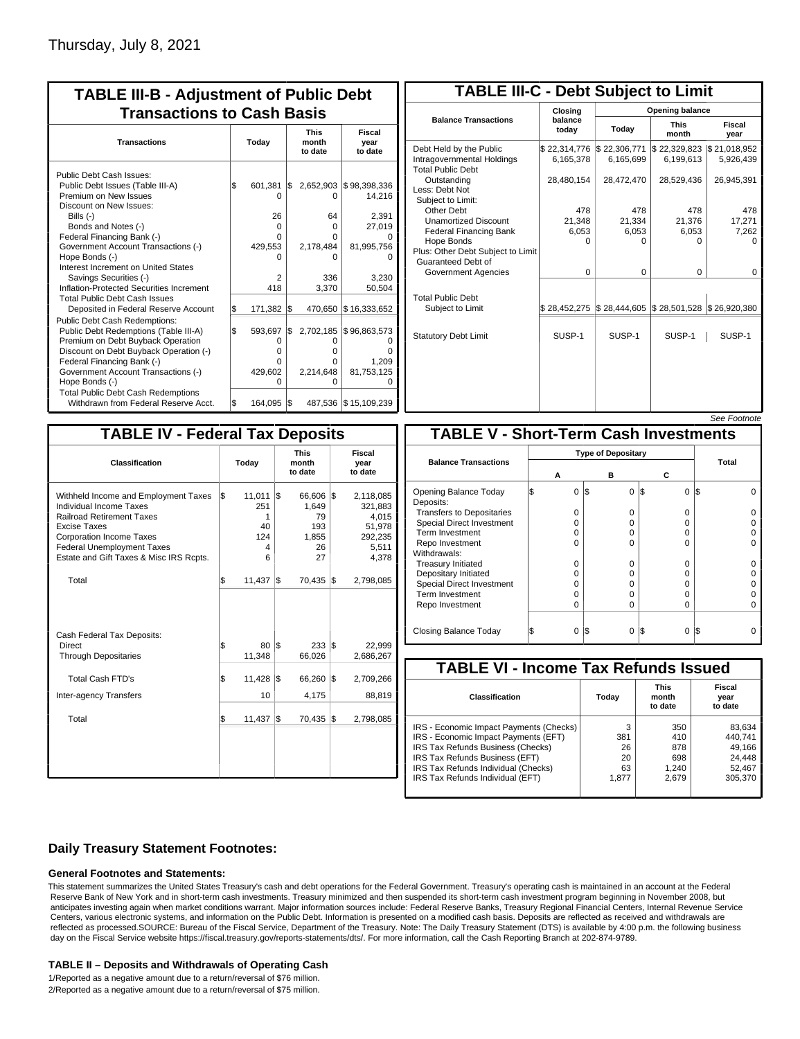Thursday, July 8, 2021

## TABLE III-B - Adjustment of Public Debt Transactions to Cash Basis

| Transactions | Today | This month to date | Fiscal year to date |
|---|---|---|---|
| Public Debt Cash Issues: | | | |
| Public Debt Issues (Table III-A) | $ 601,381 | $ 2,652,903 | $ 98,398,336 |
| Premium on New Issues | 0 | 0 | 14,216 |
| Discount on New Issues: | | | |
| Bills (-) | 26 | 64 | 2,391 |
| Bonds and Notes (-) | 0 | 0 | 27,019 |
| Federal Financing Bank (-) | 0 | 0 | 0 |
| Government Account Transactions (-) | 429,553 | 2,178,484 | 81,995,756 |
| Hope Bonds (-) | 0 | 0 | 0 |
| Interest Increment on United States Savings Securities (-) | 2 | 336 | 3,230 |
| Inflation-Protected Securities Increment | 418 | 3,370 | 50,504 |
| Total Public Debt Cash Issues Deposited in Federal Reserve Account | $ 171,382 | $ 470,650 | $ 16,333,652 |
| Public Debt Cash Redemptions: | | | |
| Public Debt Redemptions (Table III-A) | $ 593,697 | $ 2,702,185 | $ 96,863,573 |
| Premium on Debt Buyback Operation | 0 | 0 | 0 |
| Discount on Debt Buyback Operation (-) | 0 | 0 | 0 |
| Federal Financing Bank (-) | 0 | 0 | 1,209 |
| Government Account Transactions (-) | 429,602 | 2,214,648 | 81,753,125 |
| Hope Bonds (-) | 0 | 0 | 0 |
| Total Public Debt Cash Redemptions Withdrawn from Federal Reserve Acct. | $ 164,095 | $ 487,536 | $ 15,109,239 |

## TABLE III-C - Debt Subject to Limit

| Balance Transactions | Closing balance today | Opening balance Today | Opening balance This month | Opening balance Fiscal year |
|---|---|---|---|---|
| Debt Held by the Public | $ 22,314,776 | $ 22,306,771 | $ 22,329,823 | $ 21,018,952 |
| Intragovernmental Holdings | 6,165,378 | 6,165,699 | 6,199,613 | 5,926,439 |
| Total Public Debt Outstanding | 28,480,154 | 28,472,470 | 28,529,436 | 26,945,391 |
| Less: Debt Not Subject to Limit: | | | | |
| Other Debt | 478 | 478 | 478 | 478 |
| Unamortized Discount | 21,348 | 21,334 | 21,376 | 17,271 |
| Federal Financing Bank | 6,053 | 6,053 | 6,053 | 7,262 |
| Hope Bonds | 0 | 0 | 0 | 0 |
| Plus: Other Debt Subject to Limit Guaranteed Debt of Government Agencies | 0 | 0 | 0 | 0 |
| Total Public Debt Subject to Limit | $ 28,452,275 | $ 28,444,605 | $ 28,501,528 | $ 26,920,380 |
| Statutory Debt Limit | SUSP-1 | SUSP-1 | SUSP-1 | SUSP-1 |

*See Footnote*

## TABLE IV - Federal Tax Deposits

| Classification | Today | This month to date | Fiscal year to date |
|---|---|---|---|
| Withheld Income and Employment Taxes | $ 11,011 | $ 66,606 | $ 2,118,085 |
| Individual Income Taxes | 251 | 1,649 | 321,883 |
| Railroad Retirement Taxes | 1 | 79 | 4,015 |
| Excise Taxes | 40 | 193 | 51,978 |
| Corporation Income Taxes | 124 | 1,855 | 292,235 |
| Federal Unemployment Taxes | 4 | 26 | 5,511 |
| Estate and Gift Taxes & Misc IRS Rcpts. | 6 | 27 | 4,378 |
| Total | $ 11,437 | $ 70,435 | $ 2,798,085 |
| Cash Federal Tax Deposits: | | | |
| Direct | $ 80 | $ 233 | $ 22,999 |
| Through Depositaries | 11,348 | 66,026 | 2,686,267 |
| Total Cash FTD's | $ 11,428 | $ 66,260 | $ 2,709,266 |
| Inter-agency Transfers | 10 | 4,175 | 88,819 |
| Total | $ 11,437 | $ 70,435 | $ 2,798,085 |

## TABLE V - Short-Term Cash Investments

| Balance Transactions | Type of Depositary A | Type of Depositary B | Type of Depositary C | Total |
|---|---|---|---|---|
| Opening Balance Today | $ 0 | $ 0 | $ 0 | $ 0 |
| Deposits: | | | | |
| Transfers to Depositaries | 0 | 0 | 0 | 0 |
| Special Direct Investment | 0 | 0 | 0 | 0 |
| Term Investment | 0 | 0 | 0 | 0 |
| Repo Investment | 0 | 0 | 0 | 0 |
| Withdrawals: | | | | |
| Treasury Initiated | 0 | 0 | 0 | 0 |
| Depositary Initiated | 0 | 0 | 0 | 0 |
| Special Direct Investment | 0 | 0 | 0 | 0 |
| Term Investment | 0 | 0 | 0 | 0 |
| Repo Investment | 0 | 0 | 0 | 0 |
| Closing Balance Today | $ 0 | $ 0 | $ 0 | $ 0 |

## TABLE VI - Income Tax Refunds Issued

| Classification | Today | This month to date | Fiscal year to date |
|---|---|---|---|
| IRS - Economic Impact Payments (Checks) | 3 | 350 | 83,634 |
| IRS - Economic Impact Payments (EFT) | 381 | 410 | 440,741 |
| IRS Tax Refunds Business (Checks) | 26 | 878 | 49,166 |
| IRS Tax Refunds Business (EFT) | 20 | 698 | 24,448 |
| IRS Tax Refunds Individual (Checks) | 63 | 1,240 | 52,467 |
| IRS Tax Refunds Individual (EFT) | 1,877 | 2,679 | 305,370 |

### Daily Treasury Statement Footnotes:

#### General Footnotes and Statements:

This statement summarizes the United States Treasury's cash and debt operations for the Federal Government. Treasury's operating cash is maintained in an account at the Federal Reserve Bank of New York and in short-term cash investments. Treasury minimized and then suspended its short-term cash investment program beginning in November 2008, but anticipates investing again when market conditions warrant. Major information sources include: Federal Reserve Banks, Treasury Regional Financial Centers, Internal Revenue Service Centers, various electronic systems, and information on the Public Debt. Information is presented on a modified cash basis. Deposits are reflected as received and withdrawals are reflected as processed.SOURCE: Bureau of the Fiscal Service, Department of the Treasury. Note: The Daily Treasury Statement (DTS) is available by 4:00 p.m. the following business day on the Fiscal Service website https://fiscal.treasury.gov/reports-statements/dts/. For more information, call the Cash Reporting Branch at 202-874-9789.

#### TABLE II – Deposits and Withdrawals of Operating Cash

1/Reported as a negative amount due to a return/reversal of $76 million.

2/Reported as a negative amount due to a return/reversal of $75 million.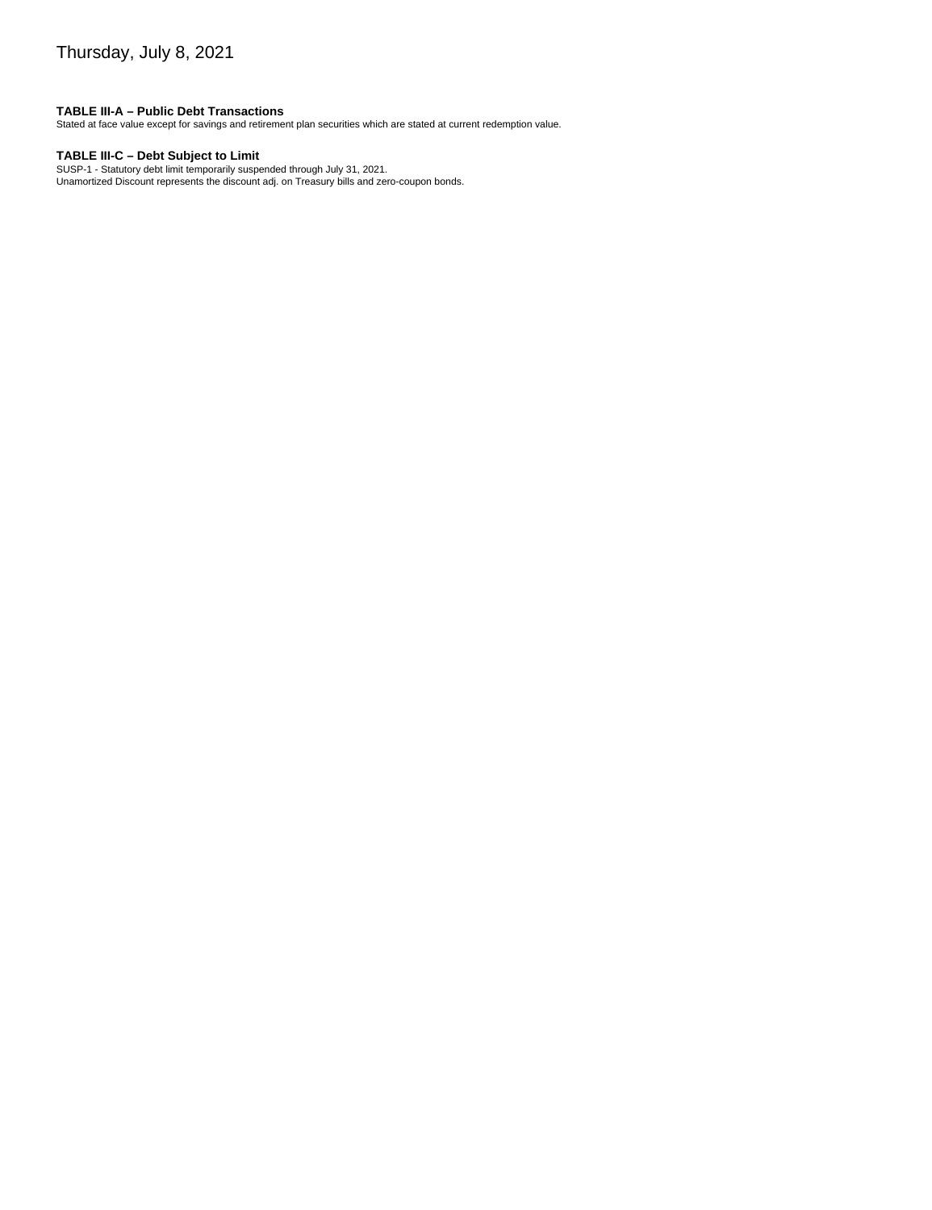Thursday, July 8, 2021

**TABLE III-A – Public Debt Transactions**

Stated at face value except for savings and retirement plan securities which are stated at current redemption value.

**TABLE III-C – Debt Subject to Limit**

SUSP-1 - Statutory debt limit temporarily suspended through July 31, 2021.

Unamortized Discount represents the discount adj. on Treasury bills and zero-coupon bonds.